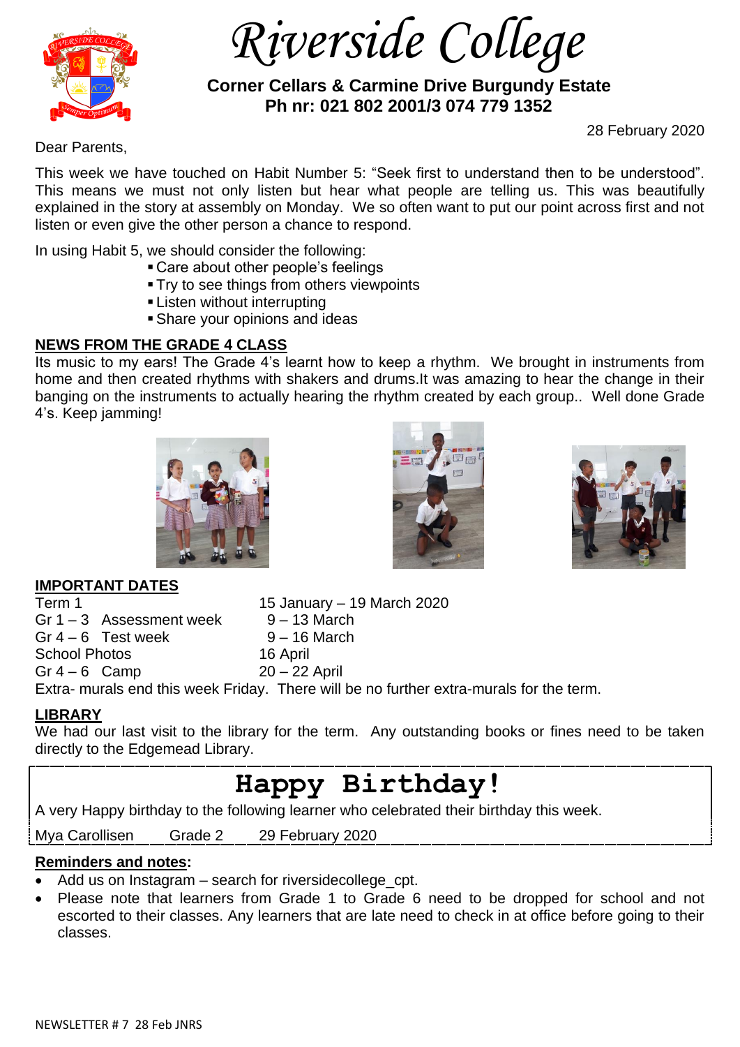# Riverside College

**Corner Cellars & Carmine Drive Burgundy Estate**
**Ph nr: 021 802 2001/3 074 779 1352**

28 February 2020

Dear Parents,

This week we have touched on Habit Number 5: "Seek first to understand then to be understood". This means we must not only listen but hear what people are telling us. This was beautifully explained in the story at assembly on Monday. We so often want to put our point across first and not listen or even give the other person a chance to respond.

In using Habit 5, we should consider the following:

- Care about other people's feelings
- Try to see things from others viewpoints
- Listen without interrupting
- Share your opinions and ideas

## NEWS FROM THE GRADE 4 CLASS

Its music to my ears! The Grade 4's learnt how to keep a rhythm. We brought in instruments from home and then created rhythms with shakers and drums.It was amazing to hear the change in their banging on the instruments to actually hearing the rhythm created by each group.. Well done Grade 4's. Keep jamming!

## IMPORTANT DATES

| | |
|---|---|
| Term 1 | 15 January – 19 March 2020 |
| Gr 1 – 3 Assessment week | 9 – 13 March |
| Gr 4 – 6 Test week | 9 – 16 March |
| School Photos | 16 April |
| Gr 4 – 6 Camp | 20 – 22 April |

Extra- murals end this week Friday. There will be no further extra-murals for the term.

## LIBRARY

We had our last visit to the library for the term. Any outstanding books or fines need to be taken directly to the Edgemead Library.

# Happy Birthday!

A very Happy birthday to the following learner who celebrated their birthday this week.

| | | |
|---|---|---|
| Mya Carollisen | Grade 2 | 29 February 2020 |

## Reminders and notes:

- Add us on Instagram – search for riversidecollege_cpt.
- Please note that learners from Grade 1 to Grade 6 need to be dropped for school and not escorted to their classes. Any learners that are late need to check in at office before going to their classes.

NEWSLETTER # 7 28 Feb JNRS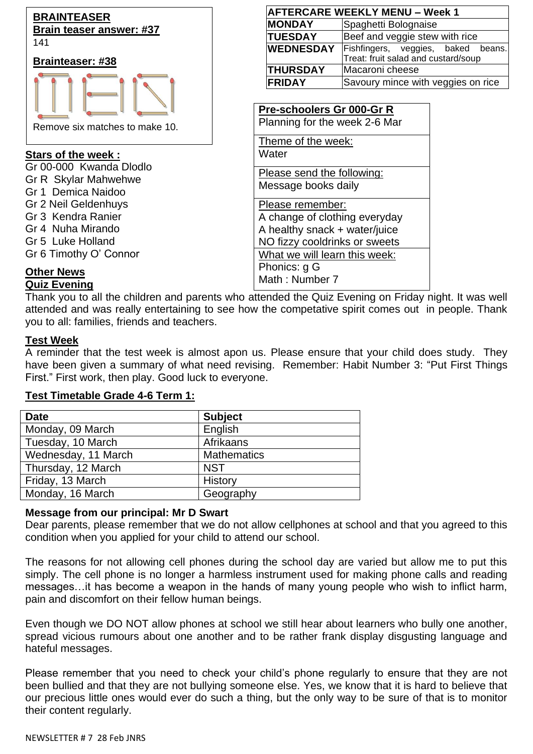## BRAINTEASER

**Brain teaser answer: #37**

141

**Brainteaser: #38**

Remove six matches to make 10.

**Stars of the week :**

Gr 00-000 Kwanda Dlodlo
Gr R Skylar Mahwehwe
Gr 1 Demica Naidoo
Gr 2 Neil Geldenhuys
Gr 3 Kendra Ranier
Gr 4 Nuha Mirando
Gr 5 Luke Holland
Gr 6 Timothy O' Connor

| AFTERCARE WEEKLY MENU – Week 1 | |
|---|---|
| MONDAY | Spaghetti Bolognaise |
| TUESDAY | Beef and veggie stew with rice |
| WEDNESDAY | Fishfingers, veggies, baked beans. Treat: fruit salad and custard/soup |
| THURSDAY | Macaroni cheese |
| FRIDAY | Savoury mince with veggies on rice |

**Pre-schoolers Gr 000-Gr R**
Planning for the week 2-6 Mar

Theme of the week:
Water

Please send the following:
Message books daily

Please remember:
A change of clothing everyday
A healthy snack + water/juice
NO fizzy cooldrinks or sweets

What we will learn this week:
Phonics: g G
Math : Number 7

## Other News

**Quiz Evening**

Thank you to all the children and parents who attended the Quiz Evening on Friday night. It was well attended and was really entertaining to see how the competative spirit comes out in people. Thank you to all: families, friends and teachers.

**Test Week**

A reminder that the test week is almost apon us. Please ensure that your child does study. They have been given a summary of what need revising. Remember: Habit Number 3: "Put First Things First." First work, then play. Good luck to everyone.

**Test Timetable Grade 4-6 Term 1:**

| Date | Subject |
|---|---|
| Monday, 09 March | English |
| Tuesday, 10 March | Afrikaans |
| Wednesday, 11 March | Mathematics |
| Thursday, 12 March | NST |
| Friday, 13 March | History |
| Monday, 16 March | Geography |

**Message from our principal: Mr D Swart**

Dear parents, please remember that we do not allow cellphones at school and that you agreed to this condition when you applied for your child to attend our school.

The reasons for not allowing cell phones during the school day are varied but allow me to put this simply. The cell phone is no longer a harmless instrument used for making phone calls and reading messages…it has become a weapon in the hands of many young people who wish to inflict harm, pain and discomfort on their fellow human beings.

Even though we DO NOT allow phones at school we still hear about learners who bully one another, spread vicious rumours about one another and to be rather frank display disgusting language and hateful messages.

Please remember that you need to check your child's phone regularly to ensure that they are not been bullied and that they are not bullying someone else. Yes, we know that it is hard to believe that our precious little ones would ever do such a thing, but the only way to be sure of that is to monitor their content regularly.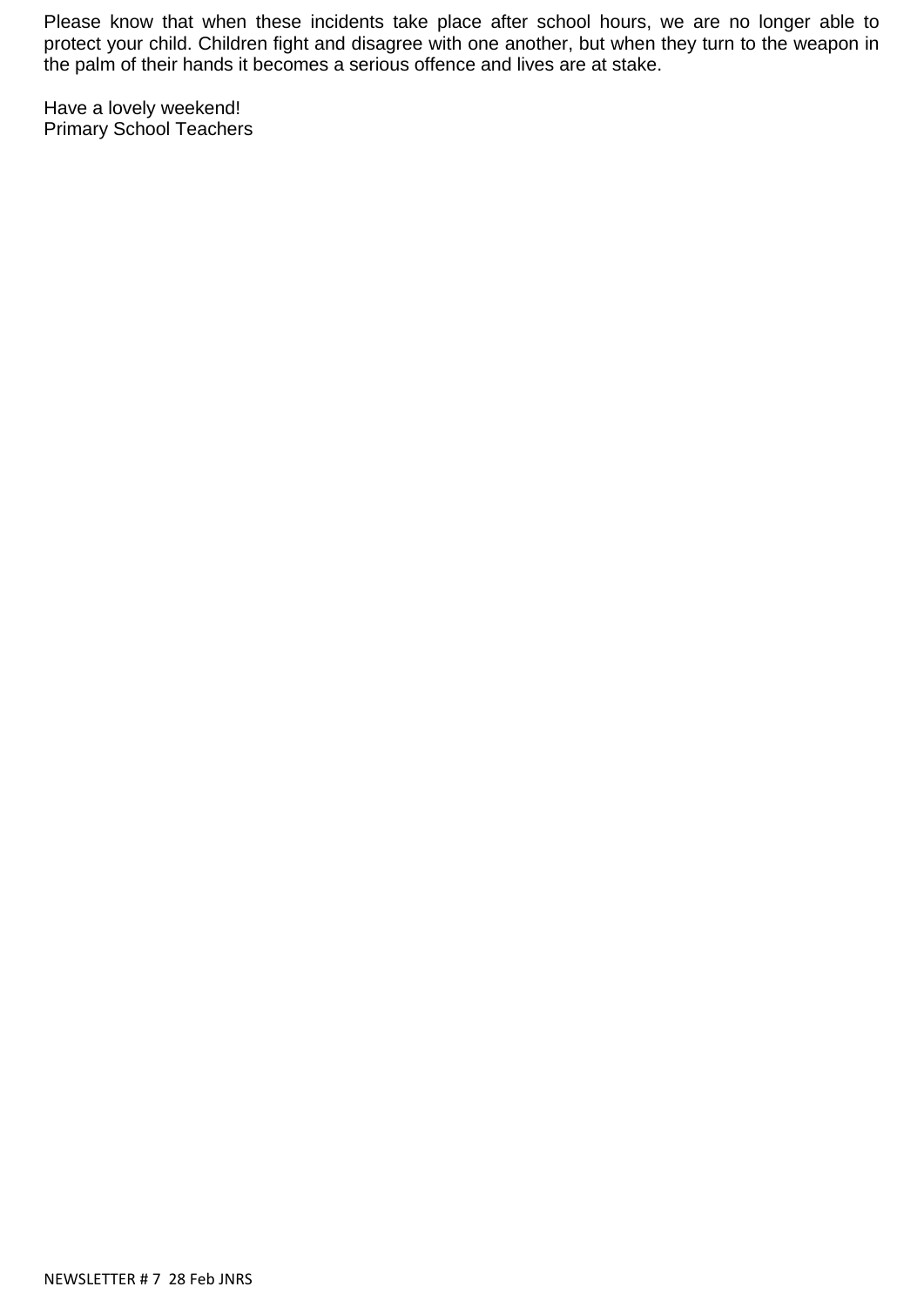Please know that when these incidents take place after school hours, we are no longer able to protect your child. Children fight and disagree with one another, but when they turn to the weapon in the palm of their hands it becomes a serious offence and lives are at stake.

Have a lovely weekend!
Primary School Teachers